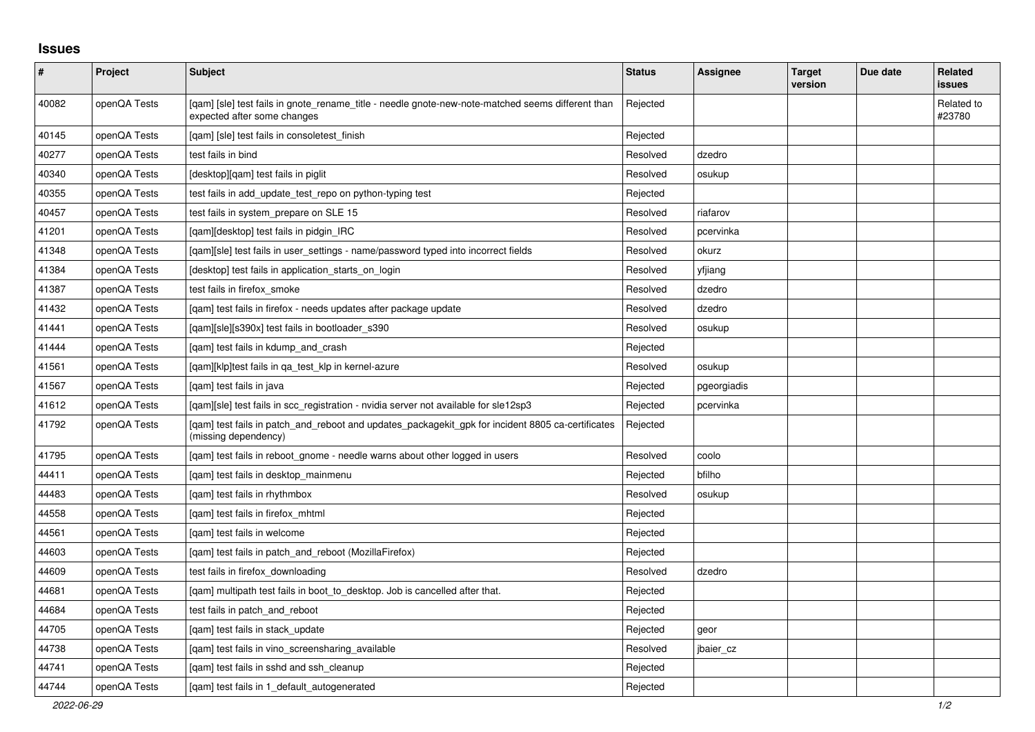## Issues

| # | Project | Subject | Status | Assignee | Target version | Due date | Related issues |
|---|---|---|---|---|---|---|---|
| 40082 | openQA Tests | [qam] [sle] test fails in gnote_rename_title - needle gnote-new-note-matched seems different than expected after some changes | Rejected | | | | Related to #23780 |
| 40145 | openQA Tests | [qam] [sle] test fails in consoletest_finish | Rejected | | | | |
| 40277 | openQA Tests | test fails in bind | Resolved | dzedro | | | |
| 40340 | openQA Tests | [desktop][qam] test fails in piglit | Resolved | osukup | | | |
| 40355 | openQA Tests | test fails in add_update_test_repo on python-typing test | Rejected | | | | |
| 40457 | openQA Tests | test fails in system_prepare on SLE 15 | Resolved | riafarov | | | |
| 41201 | openQA Tests | [qam][desktop] test fails in pidgin_IRC | Resolved | pcervinka | | | |
| 41348 | openQA Tests | [qam][sle] test fails in user_settings - name/password typed into incorrect fields | Resolved | okurz | | | |
| 41384 | openQA Tests | [desktop] test fails in application_starts_on_login | Resolved | yfjiang | | | |
| 41387 | openQA Tests | test fails in firefox_smoke | Resolved | dzedro | | | |
| 41432 | openQA Tests | [qam] test fails in firefox - needs updates after package update | Resolved | dzedro | | | |
| 41441 | openQA Tests | [qam][sle][s390x] test fails in bootloader_s390 | Resolved | osukup | | | |
| 41444 | openQA Tests | [qam] test fails in kdump_and_crash | Rejected | | | | |
| 41561 | openQA Tests | [qam][klp]test fails in qa_test_klp in kernel-azure | Resolved | osukup | | | |
| 41567 | openQA Tests | [qam] test fails in java | Rejected | pgeorgiadis | | | |
| 41612 | openQA Tests | [qam][sle] test fails in scc_registration - nvidia server not available for sle12sp3 | Rejected | pcervinka | | | |
| 41792 | openQA Tests | [qam] test fails in patch_and_reboot and updates_packagekit_gpk for incident 8805 ca-certificates (missing dependency) | Rejected | | | | |
| 41795 | openQA Tests | [qam] test fails in reboot_gnome - needle warns about other logged in users | Resolved | coolo | | | |
| 44411 | openQA Tests | [qam] test fails in desktop_mainmenu | Rejected | bfilho | | | |
| 44483 | openQA Tests | [qam] test fails in rhythmbox | Resolved | osukup | | | |
| 44558 | openQA Tests | [qam] test fails in firefox_mhtml | Rejected | | | | |
| 44561 | openQA Tests | [qam] test fails in welcome | Rejected | | | | |
| 44603 | openQA Tests | [qam] test fails in patch_and_reboot (MozillaFirefox) | Rejected | | | | |
| 44609 | openQA Tests | test fails in firefox_downloading | Resolved | dzedro | | | |
| 44681 | openQA Tests | [qam] multipath test fails in boot_to_desktop. Job is cancelled after that. | Rejected | | | | |
| 44684 | openQA Tests | test fails in patch_and_reboot | Rejected | | | | |
| 44705 | openQA Tests | [qam] test fails in stack_update | Rejected | geor | | | |
| 44738 | openQA Tests | [qam] test fails in vino_screensharing_available | Resolved | jbaier_cz | | | |
| 44741 | openQA Tests | [qam] test fails in sshd and ssh_cleanup | Rejected | | | | |
| 44744 | openQA Tests | [qam] test fails in 1_default_autogenerated | Rejected | | | | |

*2022-06-29*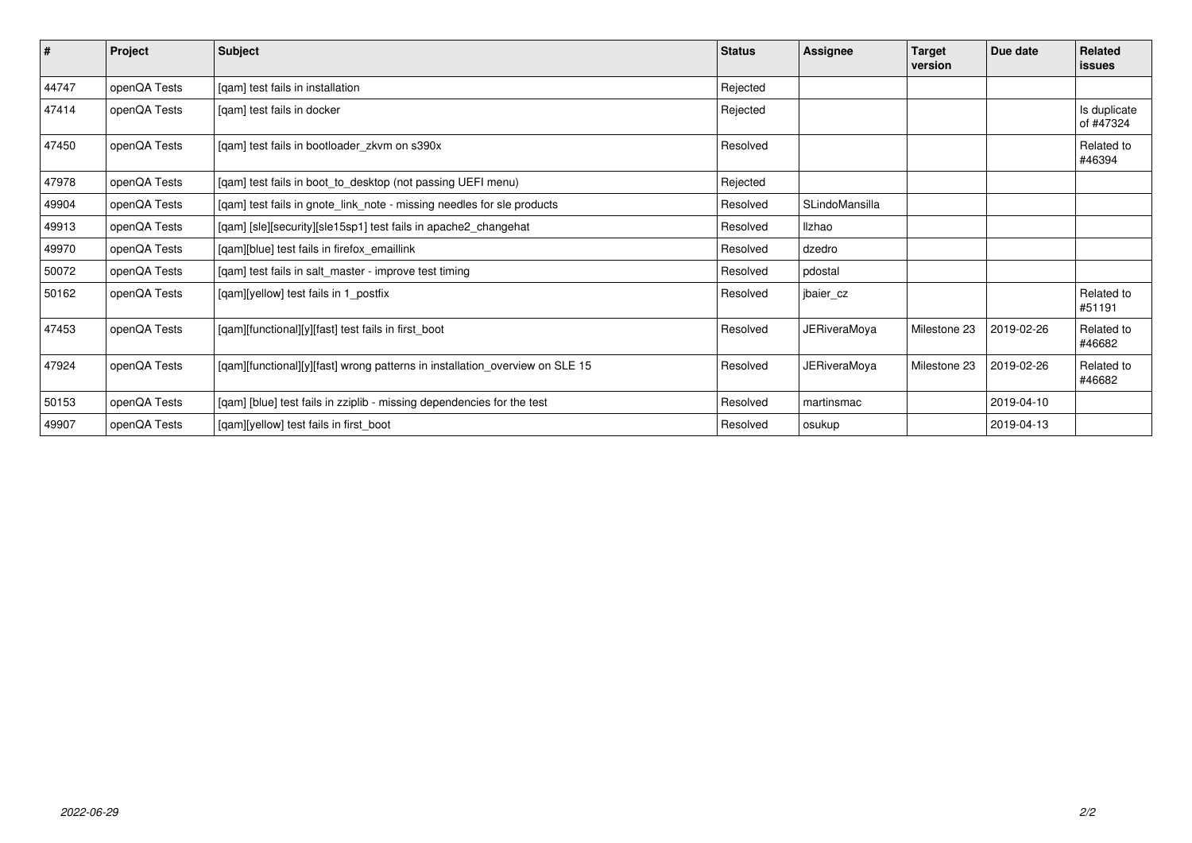| # | Project | Subject | Status | Assignee | Target version | Due date | Related issues |
|---|---|---|---|---|---|---|---|
| 44747 | openQA Tests | [qam] test fails in installation | Rejected | | | | |
| 47414 | openQA Tests | [qam] test fails in docker | Rejected | | | | Is duplicate of #47324 |
| 47450 | openQA Tests | [qam] test fails in bootloader_zkvm on s390x | Resolved | | | | Related to #46394 |
| 47978 | openQA Tests | [qam] test fails in boot_to_desktop (not passing UEFI menu) | Rejected | | | | |
| 49904 | openQA Tests | [qam] test fails in gnote_link_note - missing needles for sle products | Resolved | SLindoMansilla | | | |
| 49913 | openQA Tests | [qam] [sle][security][sle15sp1] test fails in apache2_changehat | Resolved | llzhao | | | |
| 49970 | openQA Tests | [qam][blue] test fails in firefox_emaillink | Resolved | dzedro | | | |
| 50072 | openQA Tests | [qam] test fails in salt_master - improve test timing | Resolved | pdostal | | | |
| 50162 | openQA Tests | [qam][yellow] test fails in 1_postfix | Resolved | jbaier_cz | | | Related to #51191 |
| 47453 | openQA Tests | [qam][functional][y][fast] test fails in first_boot | Resolved | JERiveraMoya | Milestone 23 | 2019-02-26 | Related to #46682 |
| 47924 | openQA Tests | [qam][functional][y][fast] wrong patterns in installation_overview on SLE 15 | Resolved | JERiveraMoya | Milestone 23 | 2019-02-26 | Related to #46682 |
| 50153 | openQA Tests | [qam] [blue] test fails in zziplib - missing dependencies for the test | Resolved | martinsmac | | 2019-04-10 | |
| 49907 | openQA Tests | [qam][yellow] test fails in first_boot | Resolved | osukup | | 2019-04-13 | |